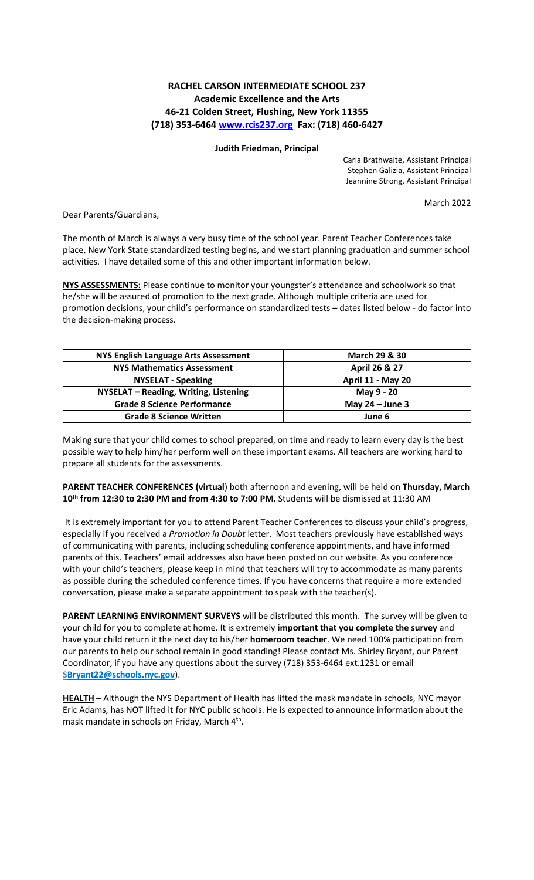# RACHEL CARSON INTERMEDIATE SCHOOL 237

**Academic Excellence and the Arts**

**46-21 Colden Street, Flushing, New York 11355**

**(718) 353-6464 [www.rcis237.org](http://www.rcis237.org) Fax: (718) 460-6427**

**Judith Friedman, Principal**

Carla Brathwaite, Assistant Principal
Stephen Galizia, Assistant Principal
Jeannine Strong, Assistant Principal

March 2022

Dear Parents/Guardians,

The month of March is always a very busy time of the school year. Parent Teacher Conferences take place, New York State standardized testing begins, and we start planning graduation and summer school activities. I have detailed some of this and other important information below.

**NYS ASSESSMENTS:** Please continue to monitor your youngster's attendance and schoolwork so that he/she will be assured of promotion to the next grade. Although multiple criteria are used for promotion decisions, your child's performance on standardized tests – dates listed below - do factor into the decision-making process.

| NYS English Language Arts Assessment | March 29 & 30 |
|---|---|
| NYS Mathematics Assessment | April 26 & 27 |
| NYSELAT - Speaking | April 11 - May 20 |
| NYSELAT – Reading, Writing, Listening | May 9 - 20 |
| Grade 8 Science Performance | May 24 – June 3 |
| Grade 8 Science Written | June 6 |

Making sure that your child comes to school prepared, on time and ready to learn every day is the best possible way to help him/her perform well on these important exams. All teachers are working hard to prepare all students for the assessments.

**PARENT TEACHER CONFERENCES (virtual)** both afternoon and evening, will be held on **Thursday, March 10th from 12:30 to 2:30 PM and from 4:30 to 7:00 PM.** Students will be dismissed at 11:30 AM

It is extremely important for you to attend Parent Teacher Conferences to discuss your child's progress, especially if you received a *Promotion in Doubt* letter. Most teachers previously have established ways of communicating with parents, including scheduling conference appointments, and have informed parents of this. Teachers' email addresses also have been posted on our website. As you conference with your child's teachers, please keep in mind that teachers will try to accommodate as many parents as possible during the scheduled conference times. If you have concerns that require a more extended conversation, please make a separate appointment to speak with the teacher(s).

**PARENT LEARNING ENVIRONMENT SURVEYS** will be distributed this month. The survey will be given to your child for you to complete at home. It is extremely **important that you complete the survey** and have your child return it the next day to his/her **homeroom teacher**. We need 100% participation from our parents to help our school remain in good standing! Please contact Ms. Shirley Bryant, our Parent Coordinator, if you have any questions about the survey (718) 353-6464 ext.1231 or email **[SBryant22@schools.nyc.gov](mailto:SBryant22@schools.nyc.gov)**).

**HEALTH –** Although the NYS Department of Health has lifted the mask mandate in schools, NYC mayor Eric Adams, has NOT lifted it for NYC public schools. He is expected to announce information about the mask mandate in schools on Friday, March 4th.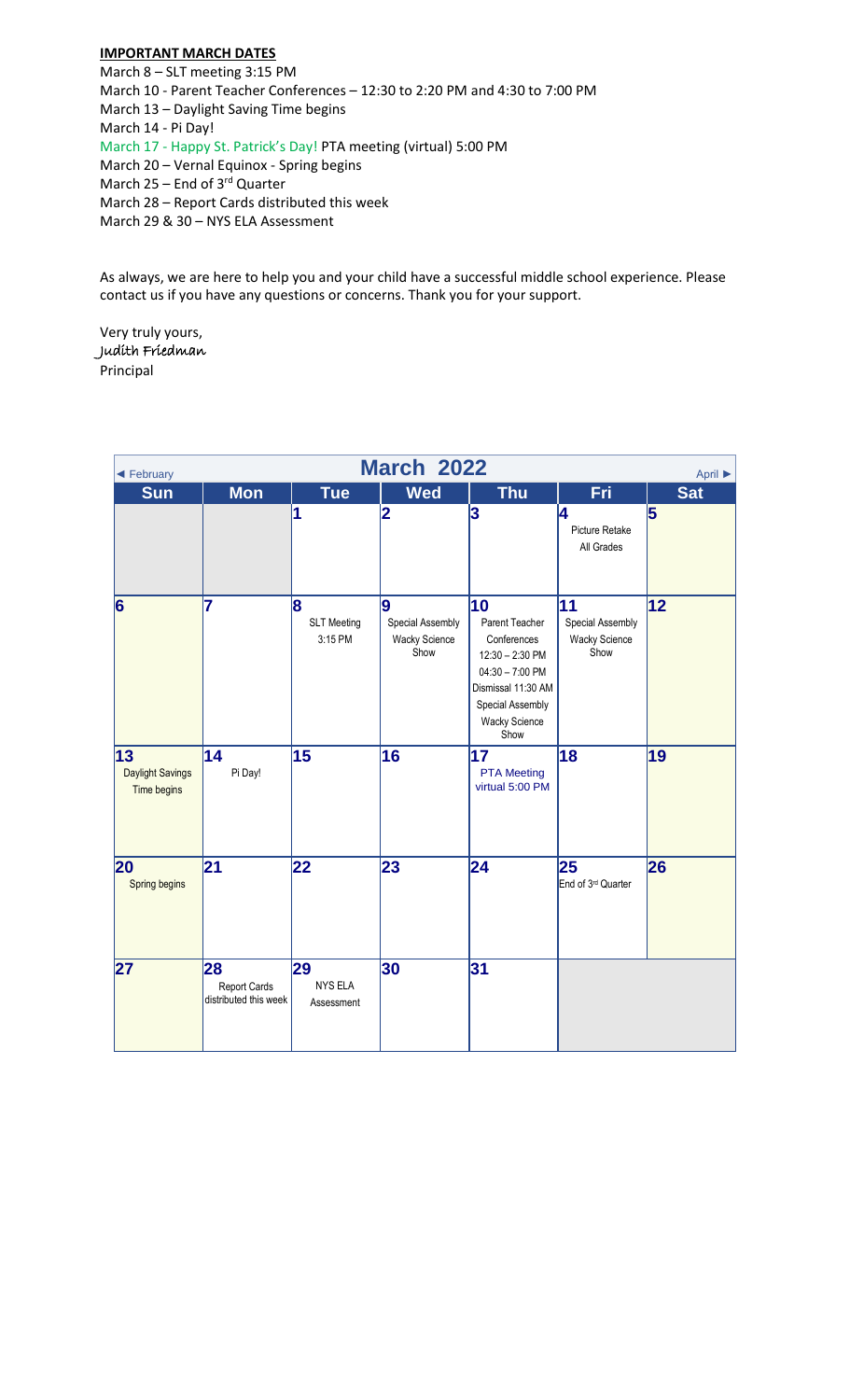**IMPORTANT MARCH DATES**

March 8 – SLT meeting 3:15 PM
March 10 - Parent Teacher Conferences – 12:30 to 2:20 PM and 4:30 to 7:00 PM
March 13 – Daylight Saving Time begins
March 14 - Pi Day!
March 17 - Happy St. Patrick's Day! PTA meeting (virtual) 5:00 PM
March 20 – Vernal Equinox - Spring begins
March 25 – End of 3rd Quarter
March 28 – Report Cards distributed this week
March 29 & 30 – NYS ELA Assessment

As always, we are here to help you and your child have a successful middle school experience. Please contact us if you have any questions or concerns. Thank you for your support.

Very truly yours,
Judith Friedman
Principal

◄ February **March 2022** April ►

| Sun | Mon | Tue | Wed | Thu | Fri | Sat |
|---|---|---|---|---|---|---|
| | | 1 | 2 | 3 | 4 Picture Retake All Grades | 5 |
| 6 | 7 | 8 SLT Meeting 3:15 PM | 9 Special Assembly Wacky Science Show | 10 Parent Teacher Conferences 12:30 – 2:30 PM 04:30 – 7:00 PM Dismissal 11:30 AM Special Assembly Wacky Science Show | 11 Special Assembly Wacky Science Show | 12 |
| 13 Daylight Savings Time begins | 14 Pi Day! | 15 | 16 | 17 PTA Meeting virtual 5:00 PM | 18 | 19 |
| 20 Spring begins | 21 | 22 | 23 | 24 | 25 End of 3rd Quarter | 26 |
| 27 | 28 Report Cards distributed this week | 29 NYS ELA Assessment | 30 | 31 | | |